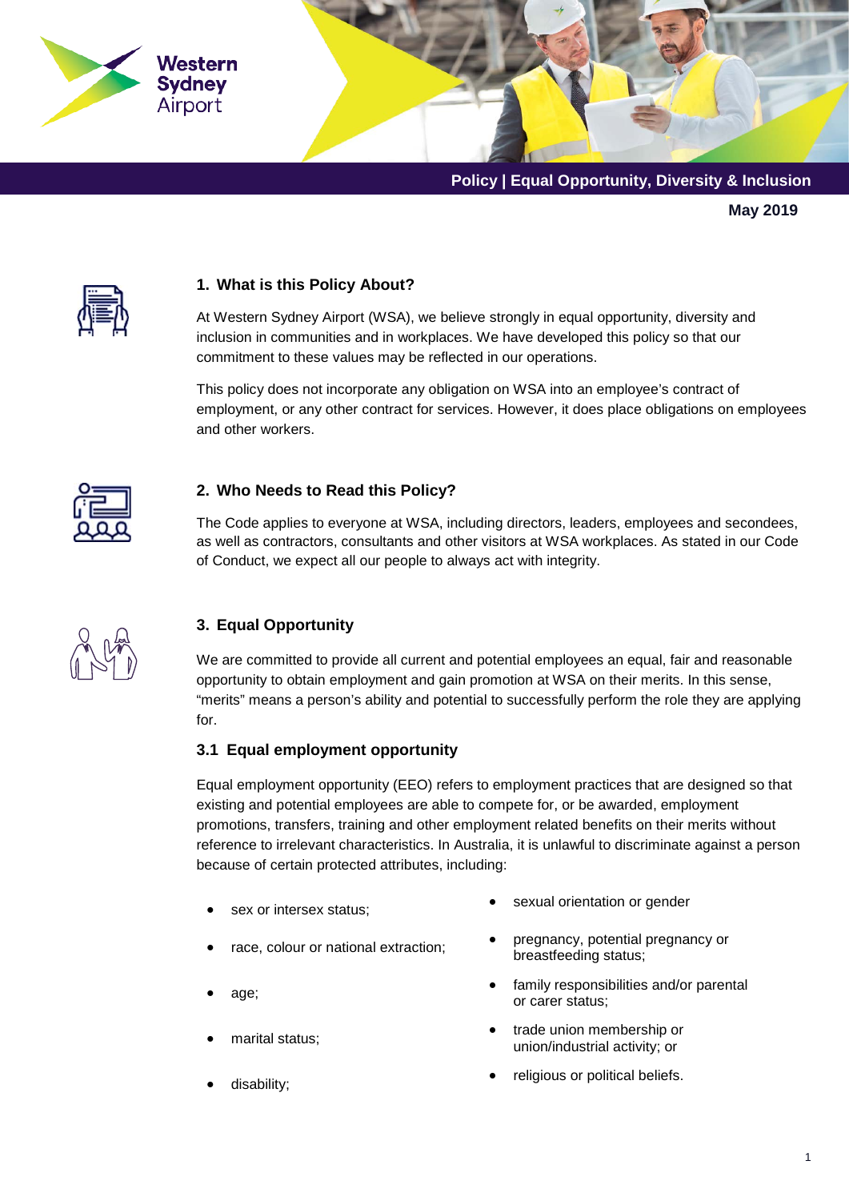Western Sydney Airport

**Policy | Equal Opportunity, Diversity & Inclusion**

**May 2019**

## 1. What is this Policy About?

At Western Sydney Airport (WSA), we believe strongly in equal opportunity, diversity and inclusion in communities and in workplaces. We have developed this policy so that our commitment to these values may be reflected in our operations.

This policy does not incorporate any obligation on WSA into an employee's contract of employment, or any other contract for services. However, it does place obligations on employees and other workers.

## 2. Who Needs to Read this Policy?

The Code applies to everyone at WSA, including directors, leaders, employees and secondees, as well as contractors, consultants and other visitors at WSA workplaces. As stated in our Code of Conduct, we expect all our people to always act with integrity.

## 3. Equal Opportunity

We are committed to provide all current and potential employees an equal, fair and reasonable opportunity to obtain employment and gain promotion at WSA on their merits. In this sense, "merits" means a person's ability and potential to successfully perform the role they are applying for.

### 3.1 Equal employment opportunity

Equal employment opportunity (EEO) refers to employment practices that are designed so that existing and potential employees are able to compete for, or be awarded, employment promotions, transfers, training and other employment related benefits on their merits without reference to irrelevant characteristics. In Australia, it is unlawful to discriminate against a person because of certain protected attributes, including:

- sex or intersex status;
- race, colour or national extraction;
- age;
- marital status;
- disability;
- sexual orientation or gender
- pregnancy, potential pregnancy or breastfeeding status;
- family responsibilities and/or parental or carer status;
- trade union membership or union/industrial activity; or
- religious or political beliefs.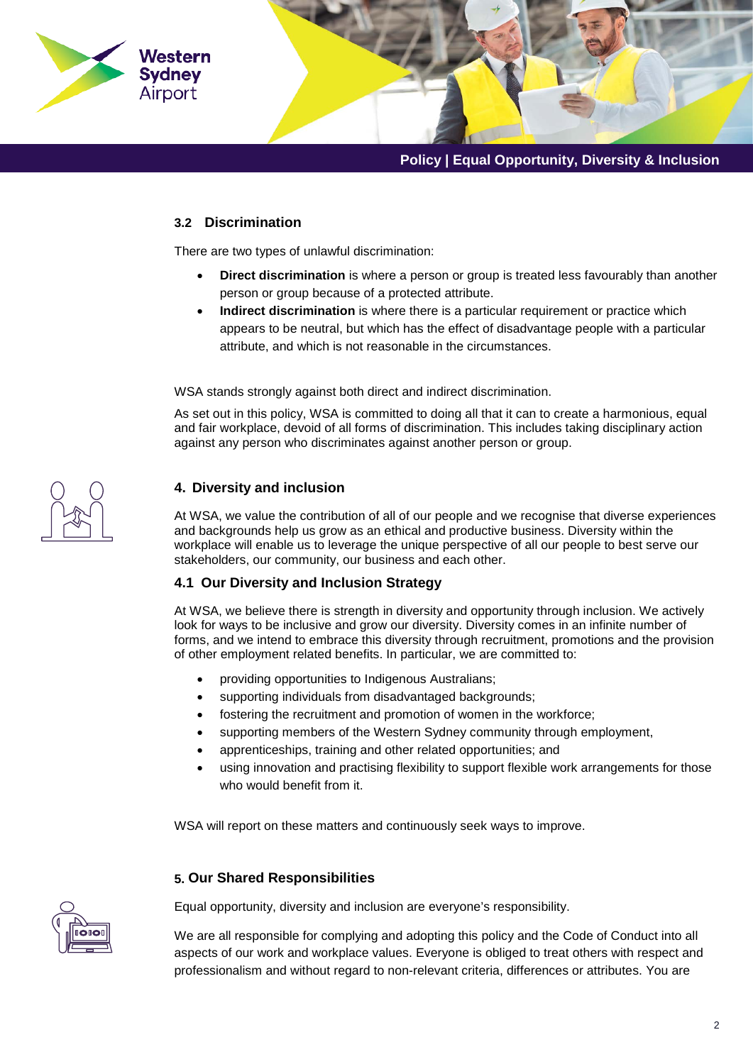### 3.2 Discrimination

There are two types of unlawful discrimination:

- **Direct discrimination** is where a person or group is treated less favourably than another person or group because of a protected attribute.
- **Indirect discrimination** is where there is a particular requirement or practice which appears to be neutral, but which has the effect of disadvantage people with a particular attribute, and which is not reasonable in the circumstances.

WSA stands strongly against both direct and indirect discrimination.

As set out in this policy, WSA is committed to doing all that it can to create a harmonious, equal and fair workplace, devoid of all forms of discrimination. This includes taking disciplinary action against any person who discriminates against another person or group.

## 4. Diversity and inclusion

At WSA, we value the contribution of all of our people and we recognise that diverse experiences and backgrounds help us grow as an ethical and productive business. Diversity within the workplace will enable us to leverage the unique perspective of all our people to best serve our stakeholders, our community, our business and each other.

### 4.1 Our Diversity and Inclusion Strategy

At WSA, we believe there is strength in diversity and opportunity through inclusion. We actively look for ways to be inclusive and grow our diversity. Diversity comes in an infinite number of forms, and we intend to embrace this diversity through recruitment, promotions and the provision of other employment related benefits. In particular, we are committed to:

- providing opportunities to Indigenous Australians;
- supporting individuals from disadvantaged backgrounds;
- fostering the recruitment and promotion of women in the workforce;
- supporting members of the Western Sydney community through employment,
- apprenticeships, training and other related opportunities; and
- using innovation and practising flexibility to support flexible work arrangements for those who would benefit from it.

WSA will report on these matters and continuously seek ways to improve.

## 5. Our Shared Responsibilities

Equal opportunity, diversity and inclusion are everyone's responsibility.

We are all responsible for complying and adopting this policy and the Code of Conduct into all aspects of our work and workplace values. Everyone is obliged to treat others with respect and professionalism and without regard to non-relevant criteria, differences or attributes. You are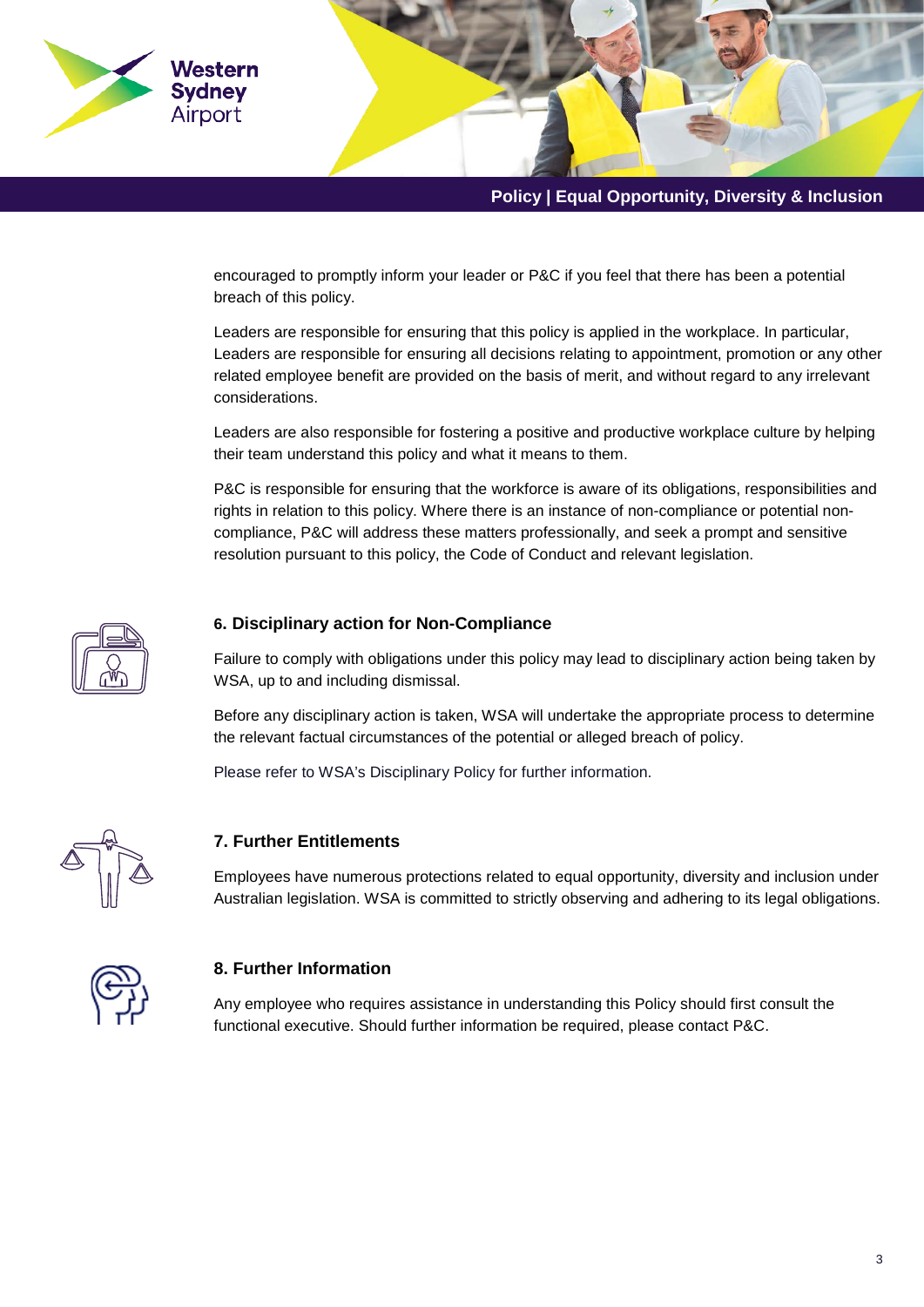encouraged to promptly inform your leader or P&C if you feel that there has been a potential breach of this policy.

Leaders are responsible for ensuring that this policy is applied in the workplace. In particular, Leaders are responsible for ensuring all decisions relating to appointment, promotion or any other related employee benefit are provided on the basis of merit, and without regard to any irrelevant considerations.

Leaders are also responsible for fostering a positive and productive workplace culture by helping their team understand this policy and what it means to them.

P&C is responsible for ensuring that the workforce is aware of its obligations, responsibilities and rights in relation to this policy. Where there is an instance of non-compliance or potential non-compliance, P&C will address these matters professionally, and seek a prompt and sensitive resolution pursuant to this policy, the Code of Conduct and relevant legislation.

## 6. Disciplinary action for Non-Compliance

Failure to comply with obligations under this policy may lead to disciplinary action being taken by WSA, up to and including dismissal.

Before any disciplinary action is taken, WSA will undertake the appropriate process to determine the relevant factual circumstances of the potential or alleged breach of policy.

Please refer to WSA's Disciplinary Policy for further information.

## 7. Further Entitlements

Employees have numerous protections related to equal opportunity, diversity and inclusion under Australian legislation. WSA is committed to strictly observing and adhering to its legal obligations.

## 8. Further Information

Any employee who requires assistance in understanding this Policy should first consult the functional executive. Should further information be required, please contact P&C.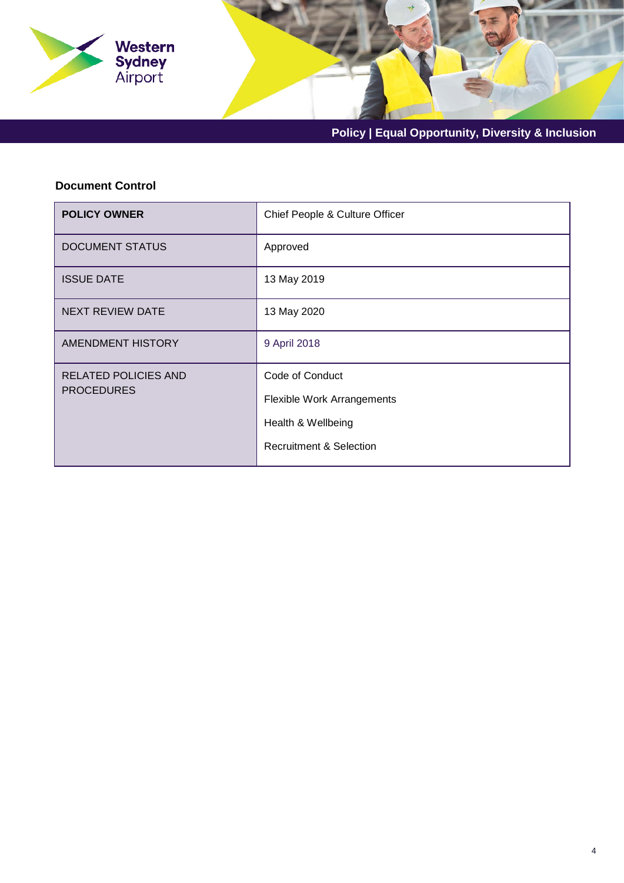**Document Control**

| | |
|---|---|
| **POLICY OWNER** | Chief People & Culture Officer |
| DOCUMENT STATUS | Approved |
| ISSUE DATE | 13 May 2019 |
| NEXT REVIEW DATE | 13 May 2020 |
| AMENDMENT HISTORY | 9 April 2018 |
| RELATED POLICIES AND PROCEDURES | Code of Conduct<br>Flexible Work Arrangements<br>Health & Wellbeing<br>Recruitment & Selection |